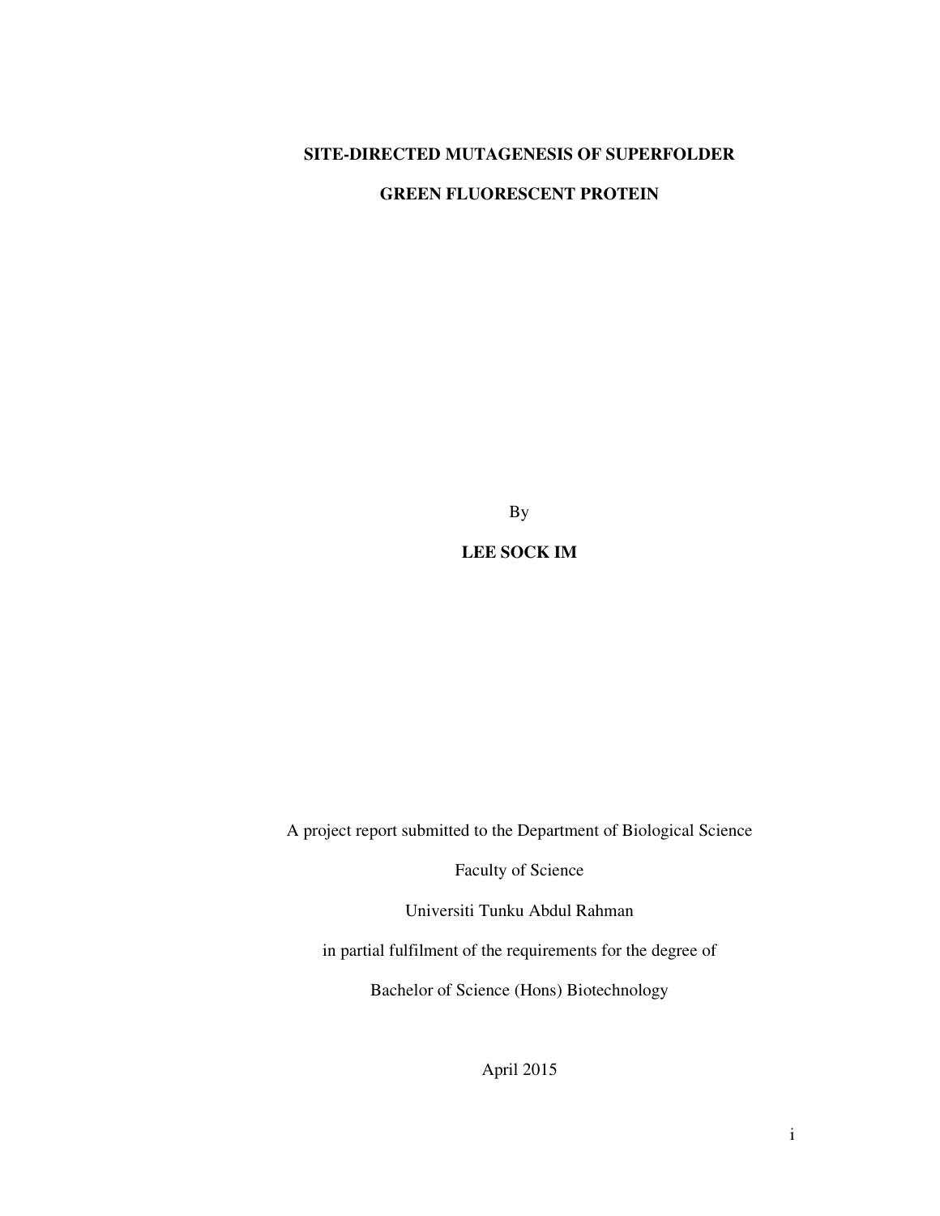# SITE-DIRECTED MUTAGENESIS OF SUPERFOLDER GREEN FLUORESCENT PROTEIN

By

**LEE SOCK IM**

A project report submitted to the Department of Biological Science

Faculty of Science

Universiti Tunku Abdul Rahman

in partial fulfilment of the requirements for the degree of

Bachelor of Science (Hons) Biotechnology

April 2015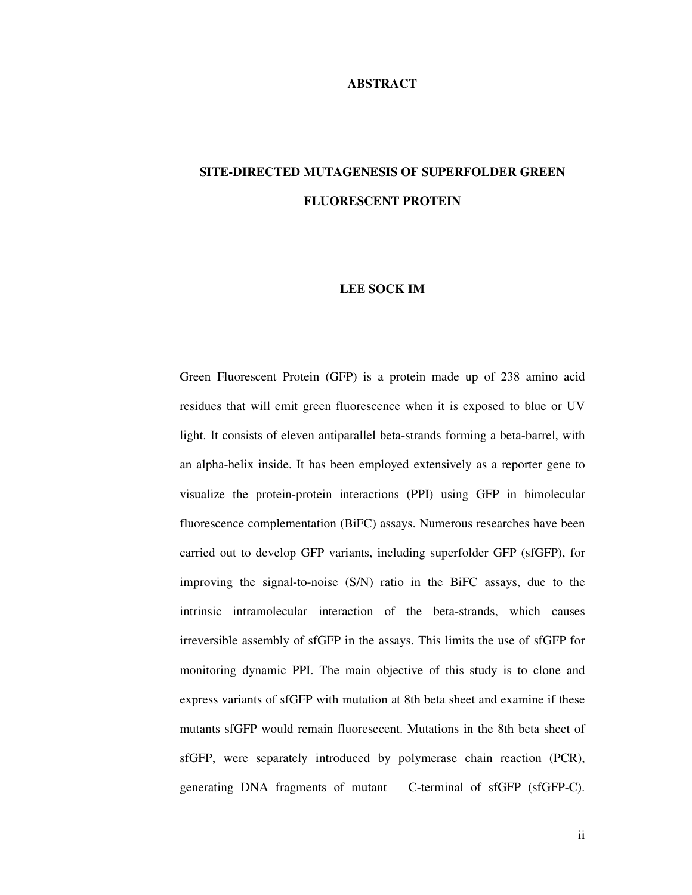# ABSTRACT

## SITE-DIRECTED MUTAGENESIS OF SUPERFOLDER GREEN FLUORESCENT PROTEIN

**LEE SOCK IM**

Green Fluorescent Protein (GFP) is a protein made up of 238 amino acid residues that will emit green fluorescence when it is exposed to blue or UV light. It consists of eleven antiparallel beta-strands forming a beta-barrel, with an alpha-helix inside. It has been employed extensively as a reporter gene to visualize the protein-protein interactions (PPI) using GFP in bimolecular fluorescence complementation (BiFC) assays. Numerous researches have been carried out to develop GFP variants, including superfolder GFP (sfGFP), for improving the signal-to-noise (S/N) ratio in the BiFC assays, due to the intrinsic intramolecular interaction of the beta-strands, which causes irreversible assembly of sfGFP in the assays. This limits the use of sfGFP for monitoring dynamic PPI. The main objective of this study is to clone and express variants of sfGFP with mutation at 8th beta sheet and examine if these mutants sfGFP would remain fluoresecent. Mutations in the 8th beta sheet of sfGFP, were separately introduced by polymerase chain reaction (PCR), generating DNA fragments of mutant C-terminal of sfGFP (sfGFP-C).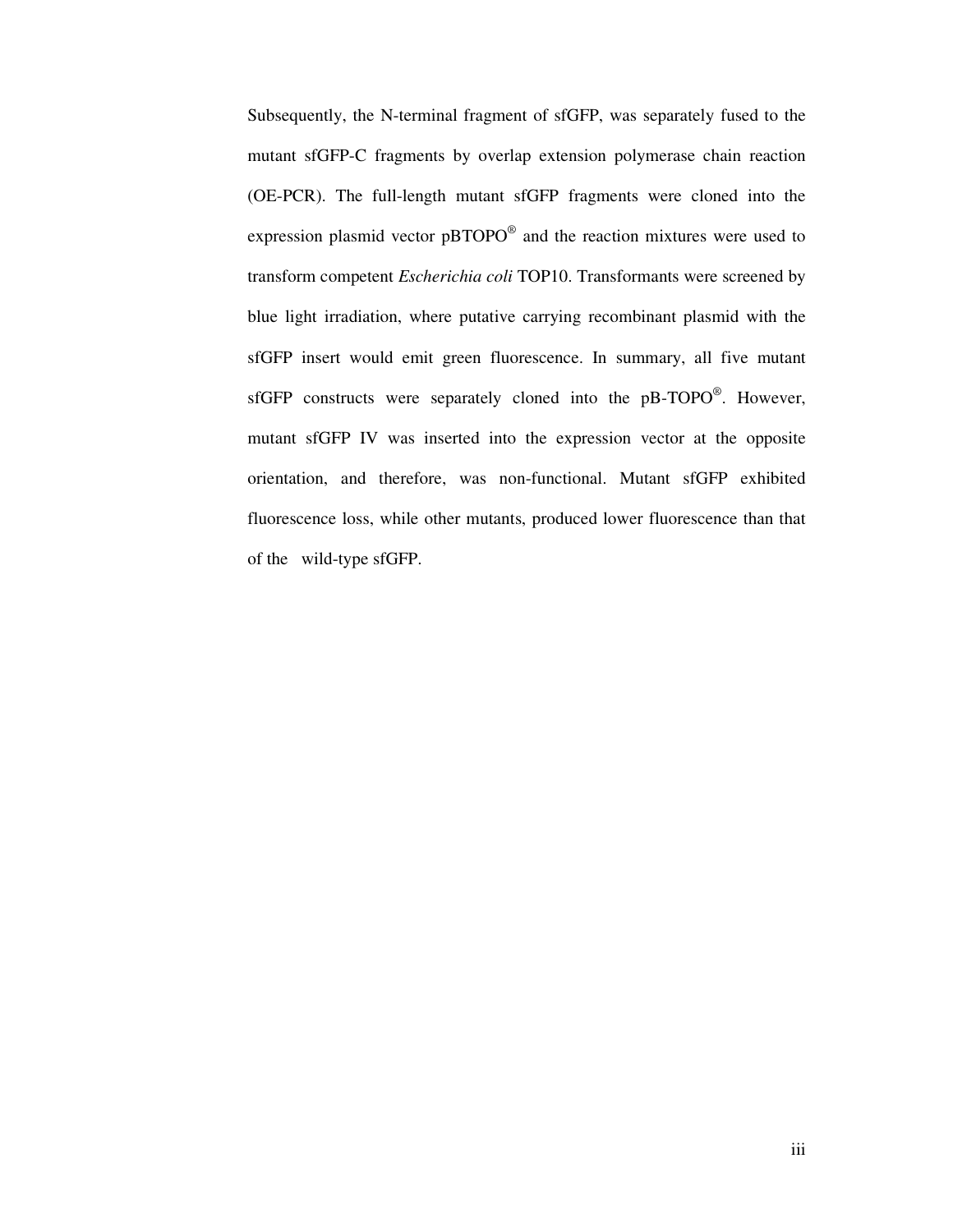Subsequently, the N-terminal fragment of sfGFP, was separately fused to the mutant sfGFP-C fragments by overlap extension polymerase chain reaction (OE-PCR). The full-length mutant sfGFP fragments were cloned into the expression plasmid vector pBTOPO® and the reaction mixtures were used to transform competent *Escherichia coli* TOP10. Transformants were screened by blue light irradiation, where putative carrying recombinant plasmid with the sfGFP insert would emit green fluorescence. In summary, all five mutant sfGFP constructs were separately cloned into the pB-TOPO®. However, mutant sfGFP IV was inserted into the expression vector at the opposite orientation, and therefore, was non-functional. Mutant sfGFP exhibited fluorescence loss, while other mutants, produced lower fluorescence than that of the wild-type sfGFP.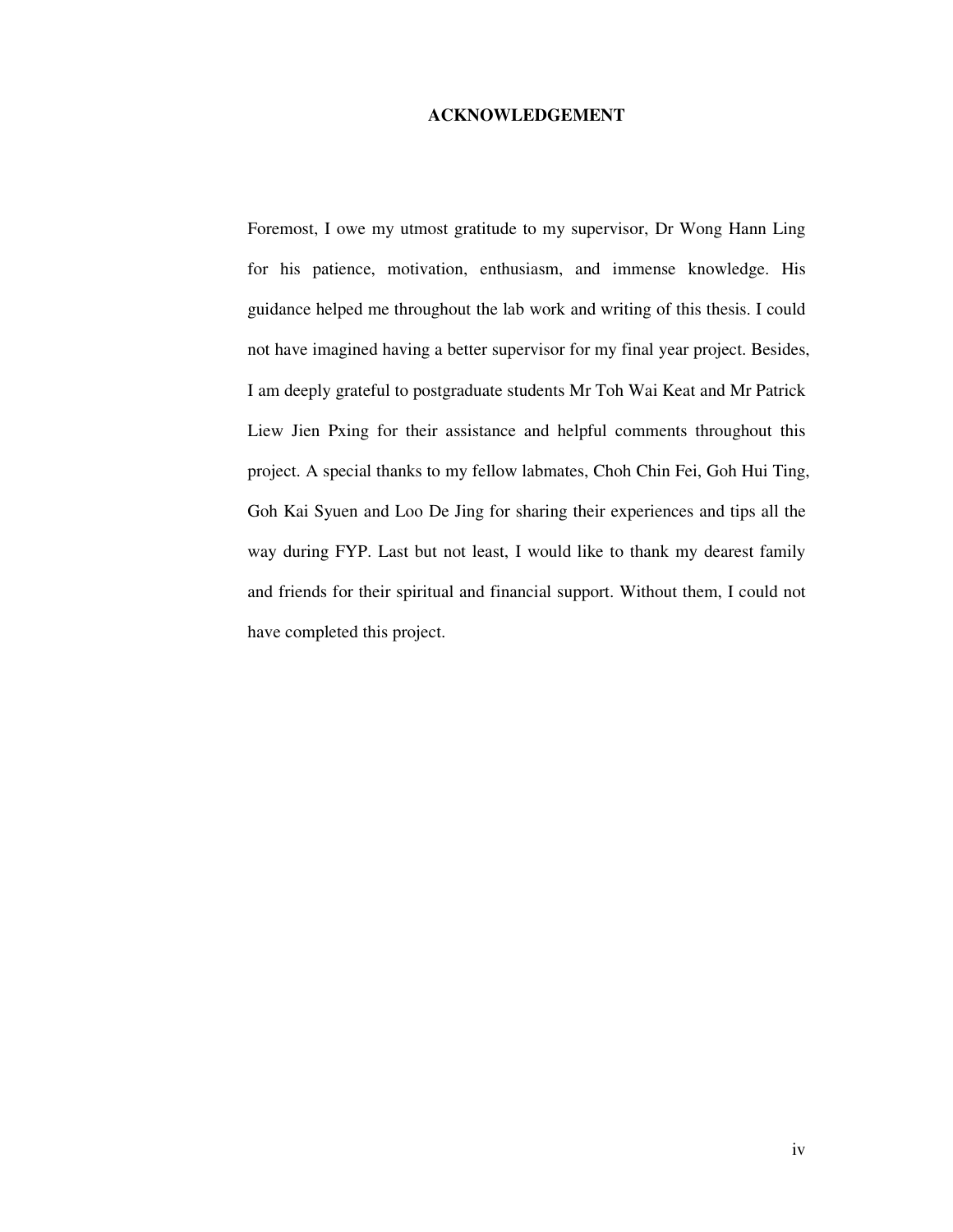# ACKNOWLEDGEMENT

Foremost, I owe my utmost gratitude to my supervisor, Dr Wong Hann Ling for his patience, motivation, enthusiasm, and immense knowledge. His guidance helped me throughout the lab work and writing of this thesis. I could not have imagined having a better supervisor for my final year project. Besides, I am deeply grateful to postgraduate students Mr Toh Wai Keat and Mr Patrick Liew Jien Pxing for their assistance and helpful comments throughout this project. A special thanks to my fellow labmates, Choh Chin Fei, Goh Hui Ting, Goh Kai Syuen and Loo De Jing for sharing their experiences and tips all the way during FYP. Last but not least, I would like to thank my dearest family and friends for their spiritual and financial support. Without them, I could not have completed this project.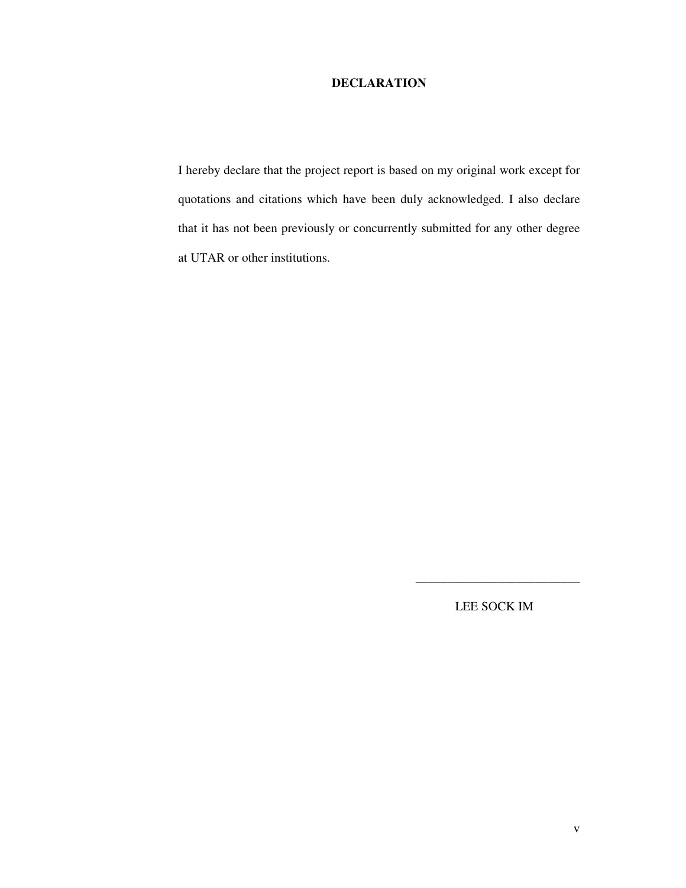# DECLARATION

I hereby declare that the project report is based on my original work except for quotations and citations which have been duly acknowledged. I also declare that it has not been previously or concurrently submitted for any other degree at UTAR or other institutions.

\_\_\_\_\_\_\_\_\_\_\_\_\_\_\_\_\_\_\_\_\_\_\_\_\_\_

LEE SOCK IM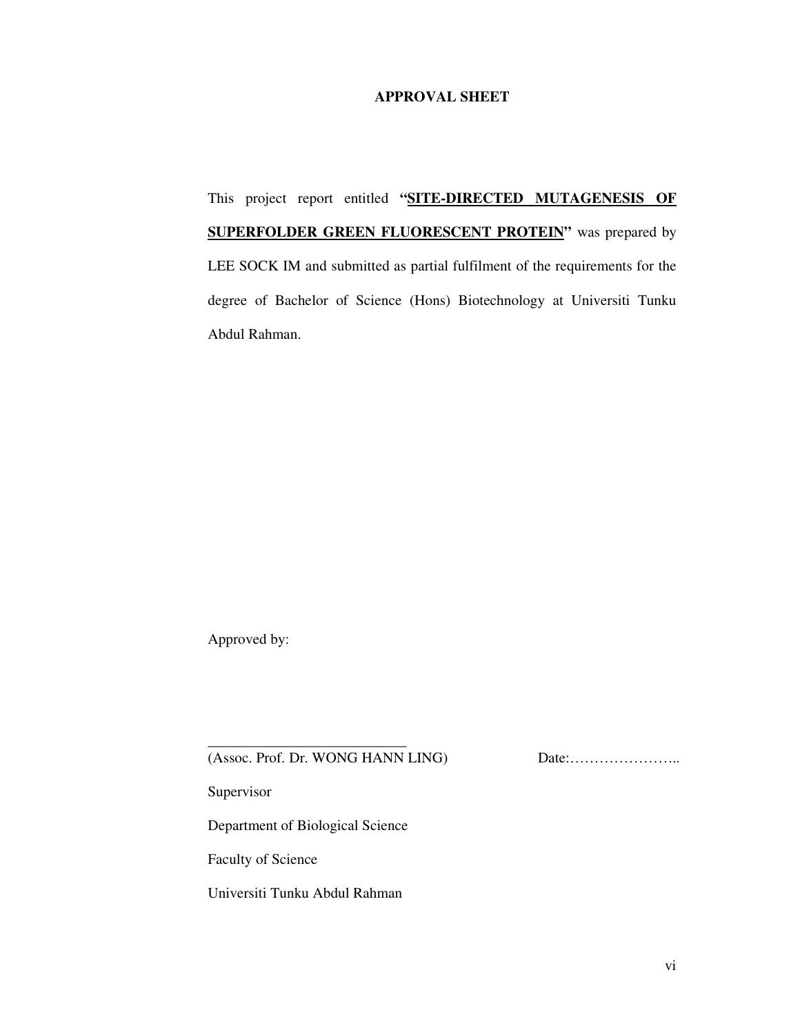# APPROVAL SHEET

This project report entitled **"<u>SITE-DIRECTED MUTAGENESIS OF SUPERFOLDER GREEN FLUORESCENT PROTEIN</u>"** was prepared by LEE SOCK IM and submitted as partial fulfilment of the requirements for the degree of Bachelor of Science (Hons) Biotechnology at Universiti Tunku Abdul Rahman.

Approved by:

___________________________

(Assoc. Prof. Dr. WONG HANN LING) Date:…………………..

Supervisor

Department of Biological Science

Faculty of Science

Universiti Tunku Abdul Rahman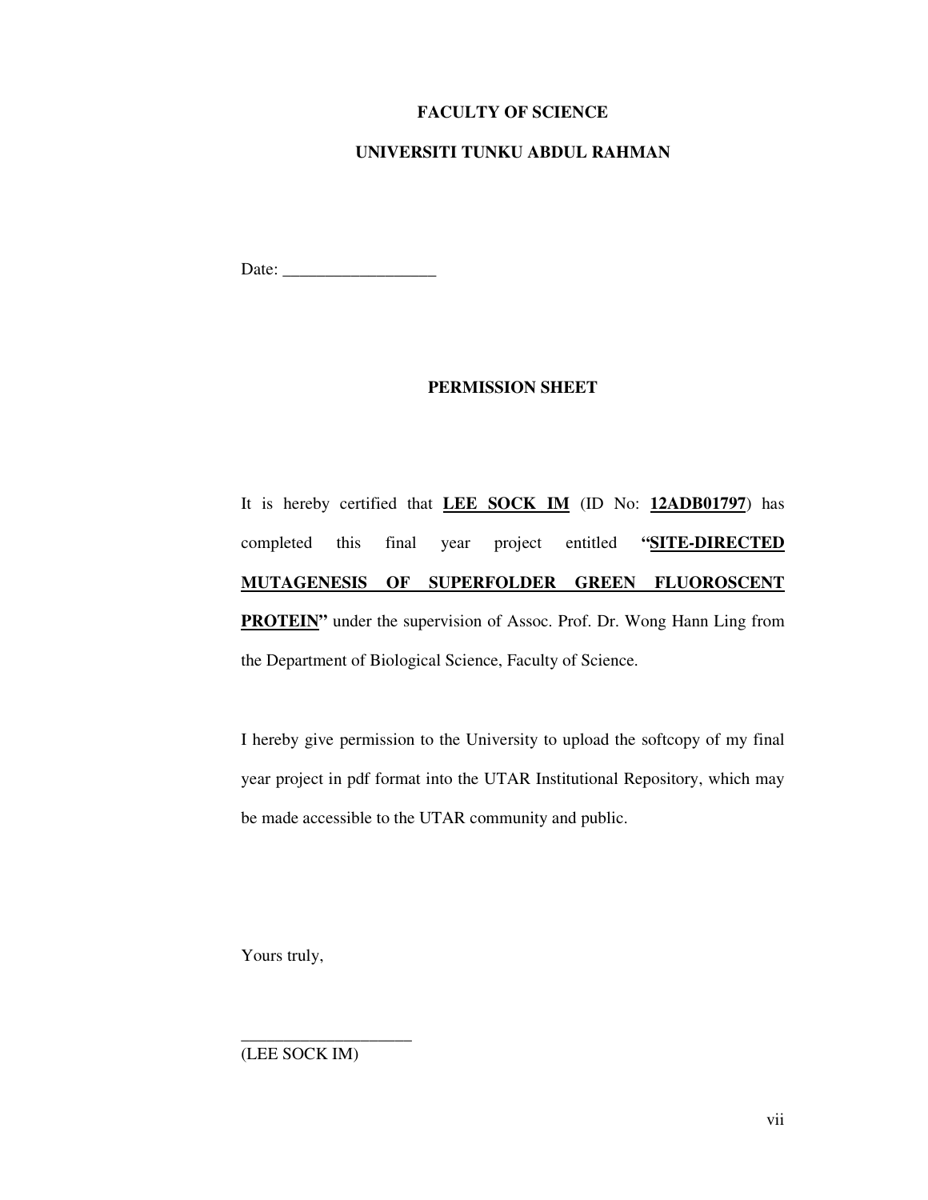**FACULTY OF SCIENCE**

**UNIVERSITI TUNKU ABDUL RAHMAN**

Date: __________________

## PERMISSION SHEET

It is hereby certified that **LEE SOCK IM** (ID No: **12ADB01797**) has completed this final year project entitled **"SITE-DIRECTED MUTAGENESIS OF SUPERFOLDER GREEN FLUOROSCENT PROTEIN"** under the supervision of Assoc. Prof. Dr. Wong Hann Ling from the Department of Biological Science, Faculty of Science.

I hereby give permission to the University to upload the softcopy of my final year project in pdf format into the UTAR Institutional Repository, which may be made accessible to the UTAR community and public.

Yours truly,

____________________

(LEE SOCK IM)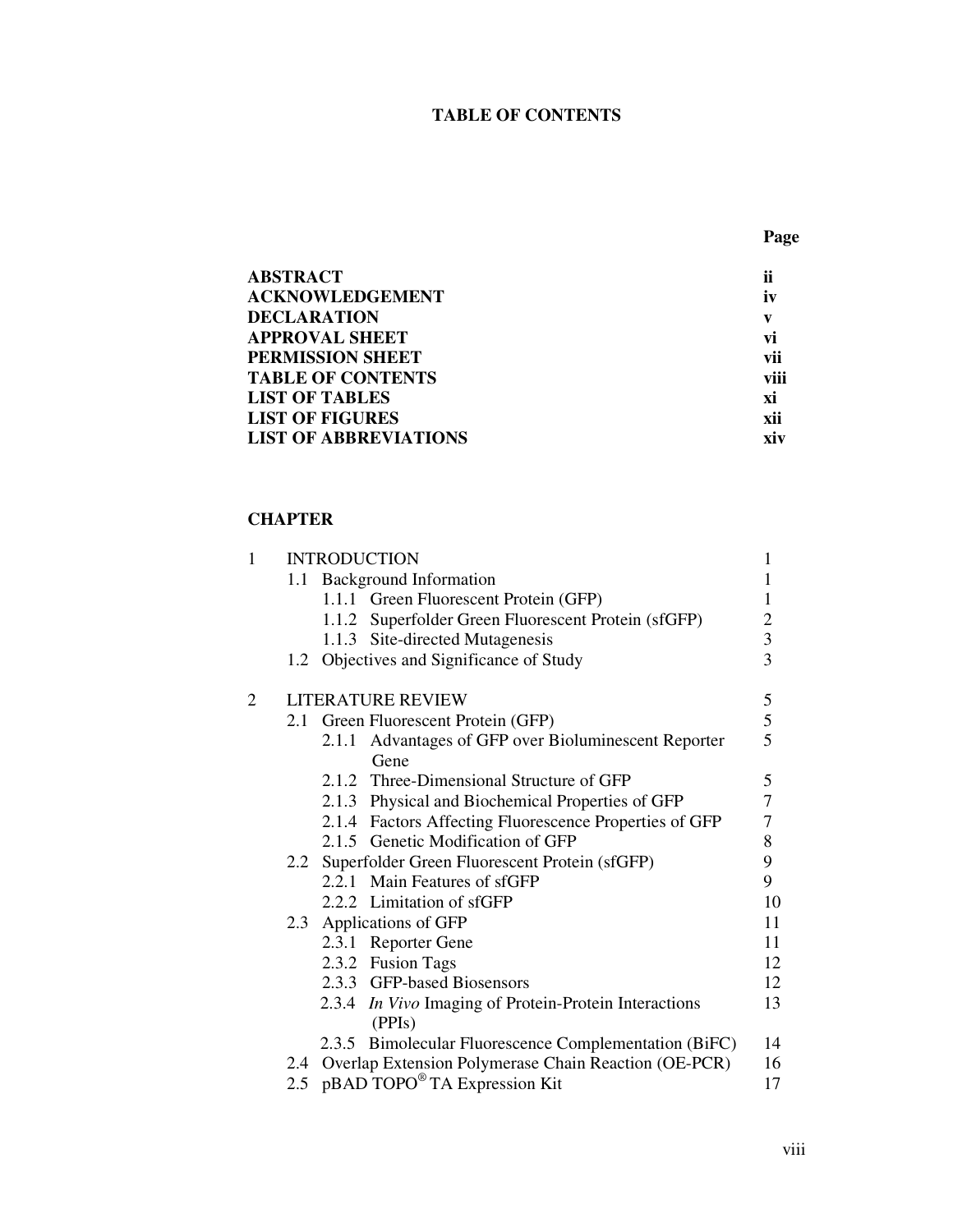# TABLE OF CONTENTS

| | Page |
|---|---|
| **ABSTRACT** | **ii** |
| **ACKNOWLEDGEMENT** | **iv** |
| **DECLARATION** | **v** |
| **APPROVAL SHEET** | **vi** |
| **PERMISSION SHEET** | **vii** |
| **TABLE OF CONTENTS** | **viii** |
| **LIST OF TABLES** | **xi** |
| **LIST OF FIGURES** | **xii** |
| **LIST OF ABBREVIATIONS** | **xiv** |

**CHAPTER**

| | | |
|---|---|---|
| 1 | INTRODUCTION | 1 |
| | 1.1 Background Information | 1 |
| | 1.1.1 Green Fluorescent Protein (GFP) | 1 |
| | 1.1.2 Superfolder Green Fluorescent Protein (sfGFP) | 2 |
| | 1.1.3 Site-directed Mutagenesis | 3 |
| | 1.2 Objectives and Significance of Study | 3 |
| 2 | LITERATURE REVIEW | 5 |
| | 2.1 Green Fluorescent Protein (GFP) | 5 |
| | 2.1.1 Advantages of GFP over Bioluminescent Reporter Gene | 5 |
| | 2.1.2 Three-Dimensional Structure of GFP | 5 |
| | 2.1.3 Physical and Biochemical Properties of GFP | 7 |
| | 2.1.4 Factors Affecting Fluorescence Properties of GFP | 7 |
| | 2.1.5 Genetic Modification of GFP | 8 |
| | 2.2 Superfolder Green Fluorescent Protein (sfGFP) | 9 |
| | 2.2.1 Main Features of sfGFP | 9 |
| | 2.2.2 Limitation of sfGFP | 10 |
| | 2.3 Applications of GFP | 11 |
| | 2.3.1 Reporter Gene | 11 |
| | 2.3.2 Fusion Tags | 12 |
| | 2.3.3 GFP-based Biosensors | 12 |
| | 2.3.4 *In Vivo* Imaging of Protein-Protein Interactions (PPIs) | 13 |
| | 2.3.5 Bimolecular Fluorescence Complementation (BiFC) | 14 |
| | 2.4 Overlap Extension Polymerase Chain Reaction (OE-PCR) | 16 |
| | 2.5 pBAD TOPO® TA Expression Kit | 17 |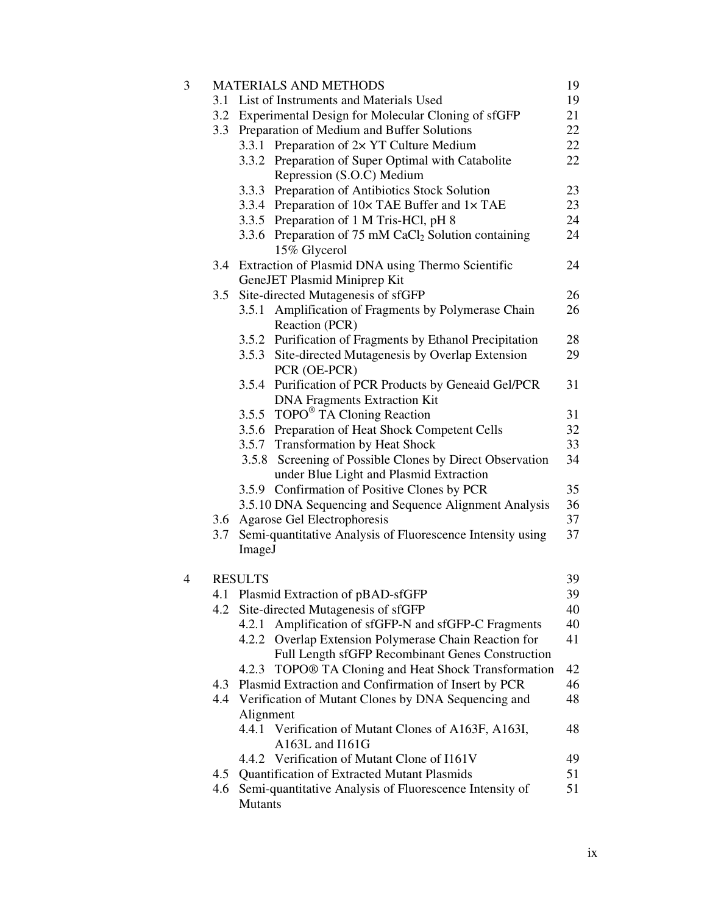| | | | |
|---|---|---|---|
| 3 | MATERIALS AND METHODS | | 19 |
| | 3.1 | List of Instruments and Materials Used | 19 |
| | 3.2 | Experimental Design for Molecular Cloning of sfGFP | 21 |
| | 3.3 | Preparation of Medium and Buffer Solutions | 22 |
| | | 3.3.1 Preparation of 2× YT Culture Medium | 22 |
| | | 3.3.2 Preparation of Super Optimal with Catabolite Repression (S.O.C) Medium | 22 |
| | | 3.3.3 Preparation of Antibiotics Stock Solution | 23 |
| | | 3.3.4 Preparation of 10× TAE Buffer and 1× TAE | 23 |
| | | 3.3.5 Preparation of 1 M Tris-HCl, pH 8 | 24 |
| | | 3.3.6 Preparation of 75 mM $CaCl_2$ Solution containing 15% Glycerol | 24 |
| | 3.4 | Extraction of Plasmid DNA using Thermo Scientific GeneJET Plasmid Miniprep Kit | 24 |
| | 3.5 | Site-directed Mutagenesis of sfGFP | 26 |
| | | 3.5.1 Amplification of Fragments by Polymerase Chain Reaction (PCR) | 26 |
| | | 3.5.2 Purification of Fragments by Ethanol Precipitation | 28 |
| | | 3.5.3 Site-directed Mutagenesis by Overlap Extension PCR (OE-PCR) | 29 |
| | | 3.5.4 Purification of PCR Products by Geneaid Gel/PCR DNA Fragments Extraction Kit | 31 |
| | | 3.5.5 TOPO® TA Cloning Reaction | 31 |
| | | 3.5.6 Preparation of Heat Shock Competent Cells | 32 |
| | | 3.5.7 Transformation by Heat Shock | 33 |
| | | 3.5.8 Screening of Possible Clones by Direct Observation under Blue Light and Plasmid Extraction | 34 |
| | | 3.5.9 Confirmation of Positive Clones by PCR | 35 |
| | | 3.5.10 DNA Sequencing and Sequence Alignment Analysis | 36 |
| | 3.6 | Agarose Gel Electrophoresis | 37 |
| | 3.7 | Semi-quantitative Analysis of Fluorescence Intensity using ImageJ | 37 |
| 4 | RESULTS | | 39 |
| | 4.1 | Plasmid Extraction of pBAD-sfGFP | 39 |
| | 4.2 | Site-directed Mutagenesis of sfGFP | 40 |
| | | 4.2.1 Amplification of sfGFP-N and sfGFP-C Fragments | 40 |
| | | 4.2.2 Overlap Extension Polymerase Chain Reaction for Full Length sfGFP Recombinant Genes Construction | 41 |
| | | 4.2.3 TOPO® TA Cloning and Heat Shock Transformation | 42 |
| | 4.3 | Plasmid Extraction and Confirmation of Insert by PCR | 46 |
| | 4.4 | Verification of Mutant Clones by DNA Sequencing and Alignment | 48 |
| | | 4.4.1 Verification of Mutant Clones of A163F, A163I, A163L and I161G | 48 |
| | | 4.4.2 Verification of Mutant Clone of I161V | 49 |
| | 4.5 | Quantification of Extracted Mutant Plasmids | 51 |
| | 4.6 | Semi-quantitative Analysis of Fluorescence Intensity of Mutants | 51 |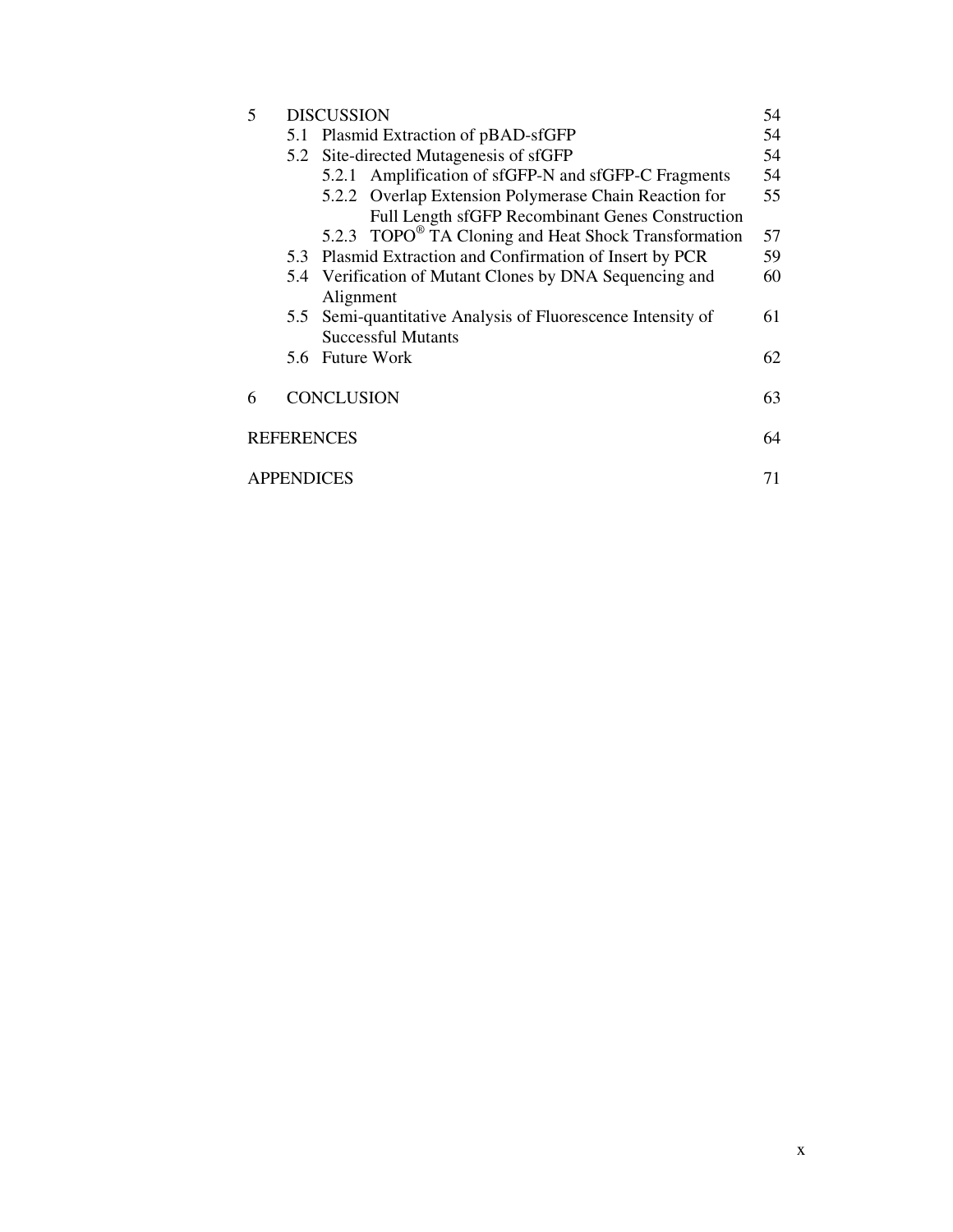| | | |
|---|---|---|
| 5 | DISCUSSION | 54 |
| | 5.1 Plasmid Extraction of pBAD-sfGFP | 54 |
| | 5.2 Site-directed Mutagenesis of sfGFP | 54 |
| | 5.2.1 Amplification of sfGFP-N and sfGFP-C Fragments | 54 |
| | 5.2.2 Overlap Extension Polymerase Chain Reaction for Full Length sfGFP Recombinant Genes Construction | 55 |
| | 5.2.3 TOPO® TA Cloning and Heat Shock Transformation | 57 |
| | 5.3 Plasmid Extraction and Confirmation of Insert by PCR | 59 |
| | 5.4 Verification of Mutant Clones by DNA Sequencing and Alignment | 60 |
| | 5.5 Semi-quantitative Analysis of Fluorescence Intensity of Successful Mutants | 61 |
| | 5.6 Future Work | 62 |
| 6 | CONCLUSION | 63 |
| | REFERENCES | 64 |
| | APPENDICES | 71 |